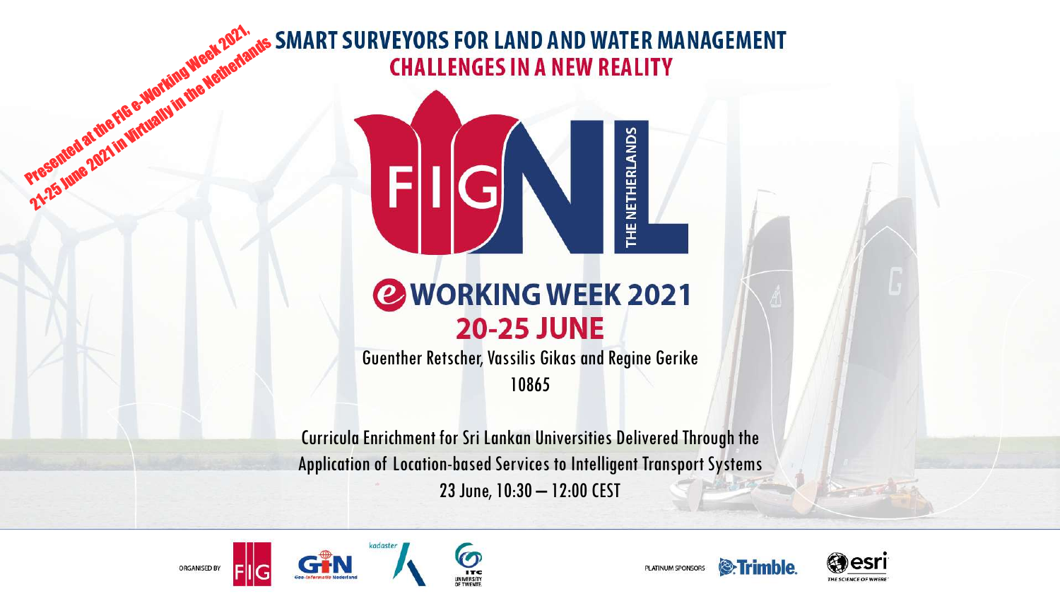Presented at the FIG e-Working Week 2021, 21-25 June 2021 in Virtually in the Netherlands

# SMART SURVEYORS FOR LAND AND WATER MANAGEMENT

## CHALLENGES IN A NEW REALITY

FIG NL THE NETHERLANDS

## e WORKING WEEK 2021

## 20-25 JUNE

Guenther Retscher, Vassilis Gikas and Regine Gerike

10865

Curricula Enrichment for Sri Lankan Universities Delivered Through the Application of Location-based Services to Intelligent Transport Systems

23 June, 10:30 – 12:00 CEST

ORGANISED BY FIG, GIN Geo-Informatie Nederland, kadaster, ITC University of Twente

PLATINUM SPONSORS Trimble, esri THE SCIENCE OF WHERE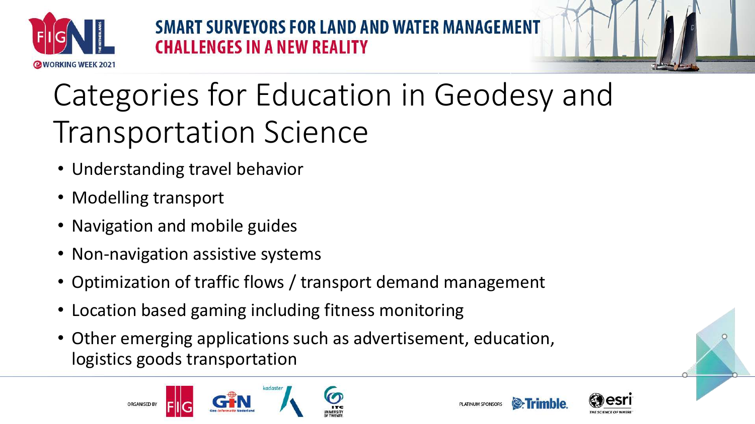# Categories for Education in Geodesy and Transportation Science

- Understanding travel behavior
- Modelling transport
- Navigation and mobile guides
- Non-navigation assistive systems
- Optimization of traffic flows / transport demand management
- Location based gaming including fitness monitoring
- Other emerging applications such as advertisement, education, logistics goods transportation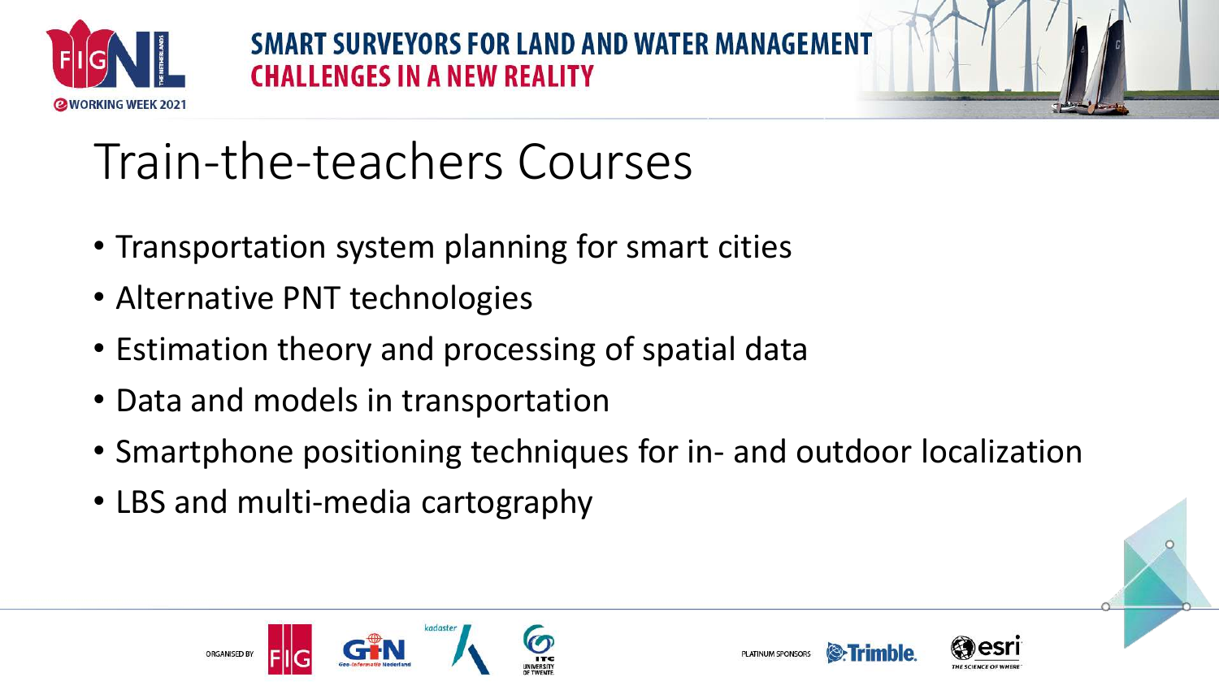# Train-the-teachers Courses

- Transportation system planning for smart cities
- Alternative PNT technologies
- Estimation theory and processing of spatial data
- Data and models in transportation
- Smartphone positioning techniques for in- and outdoor localization
- LBS and multi-media cartography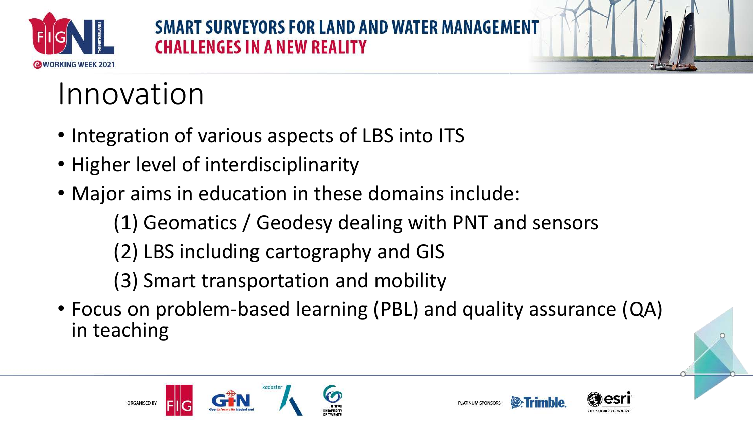# Innovation

- Integration of various aspects of LBS into ITS
- Higher level of interdisciplinarity
- Major aims in education in these domains include:
  - (1) Geomatics / Geodesy dealing with PNT and sensors
  - (2) LBS including cartography and GIS
  - (3) Smart transportation and mobility
- Focus on problem-based learning (PBL) and quality assurance (QA) in teaching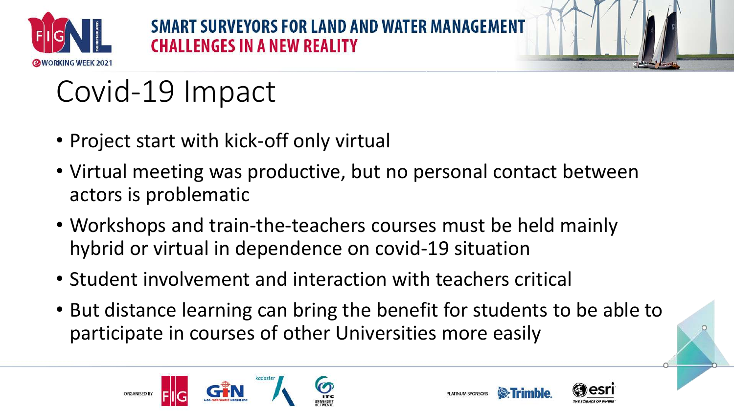# Covid-19 Impact

- Project start with kick-off only virtual
- Virtual meeting was productive, but no personal contact between actors is problematic
- Workshops and train-the-teachers courses must be held mainly hybrid or virtual in dependence on covid-19 situation
- Student involvement and interaction with teachers critical
- But distance learning can bring the benefit for students to be able to participate in courses of other Universities more easily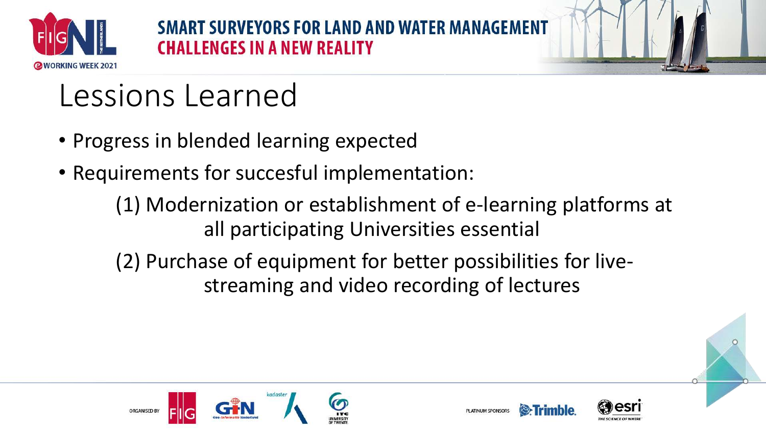# Lessions Learned

- Progress in blended learning expected
- Requirements for succesful implementation:

    (1) Modernization or establishment of e-learning platforms at all participating Universities essential

    (2) Purchase of equipment for better possibilities for live-streaming and video recording of lectures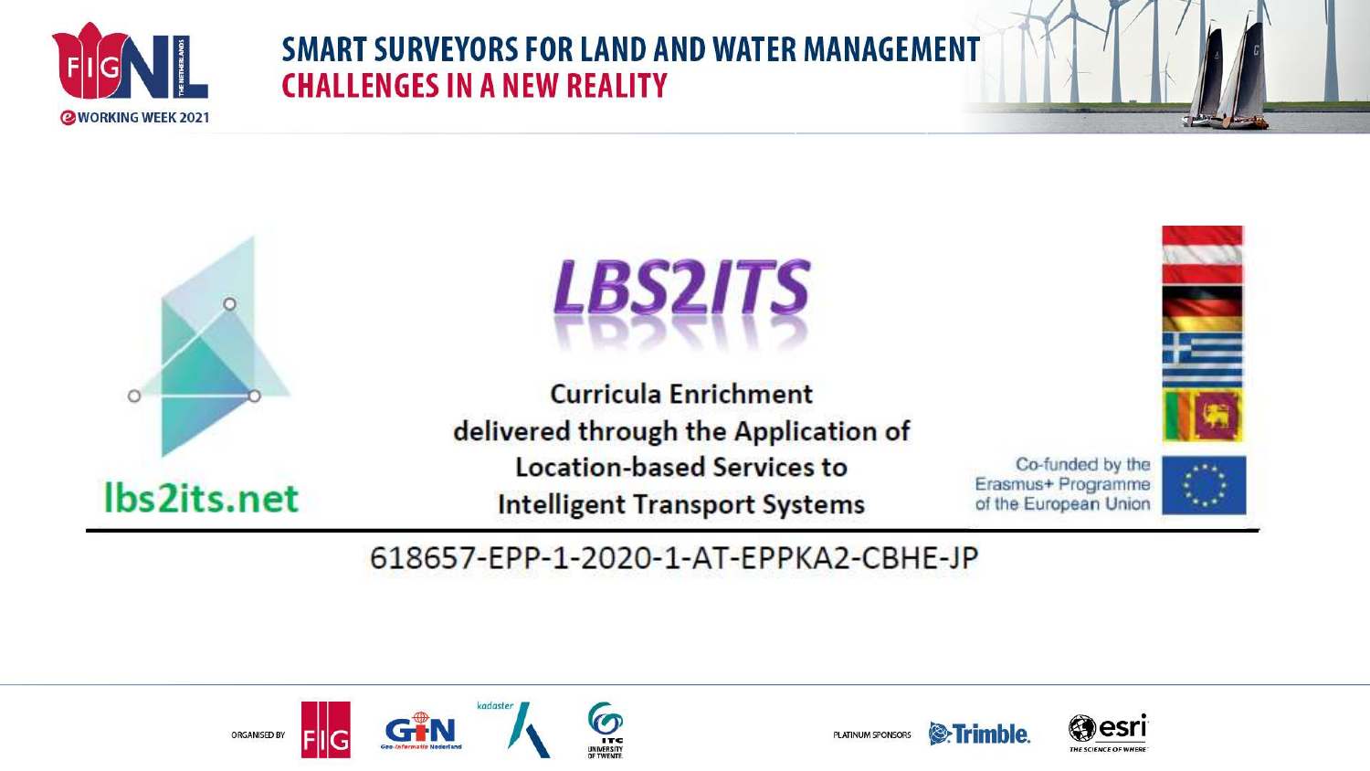# LBS2ITS

lbs2its.net

Curricula Enrichment
delivered through the Application of
Location-based Services to
Intelligent Transport Systems

Co-funded by the Erasmus+ Programme of the European Union

618657-EPP-1-2020-1-AT-EPPKA2-CBHE-JP